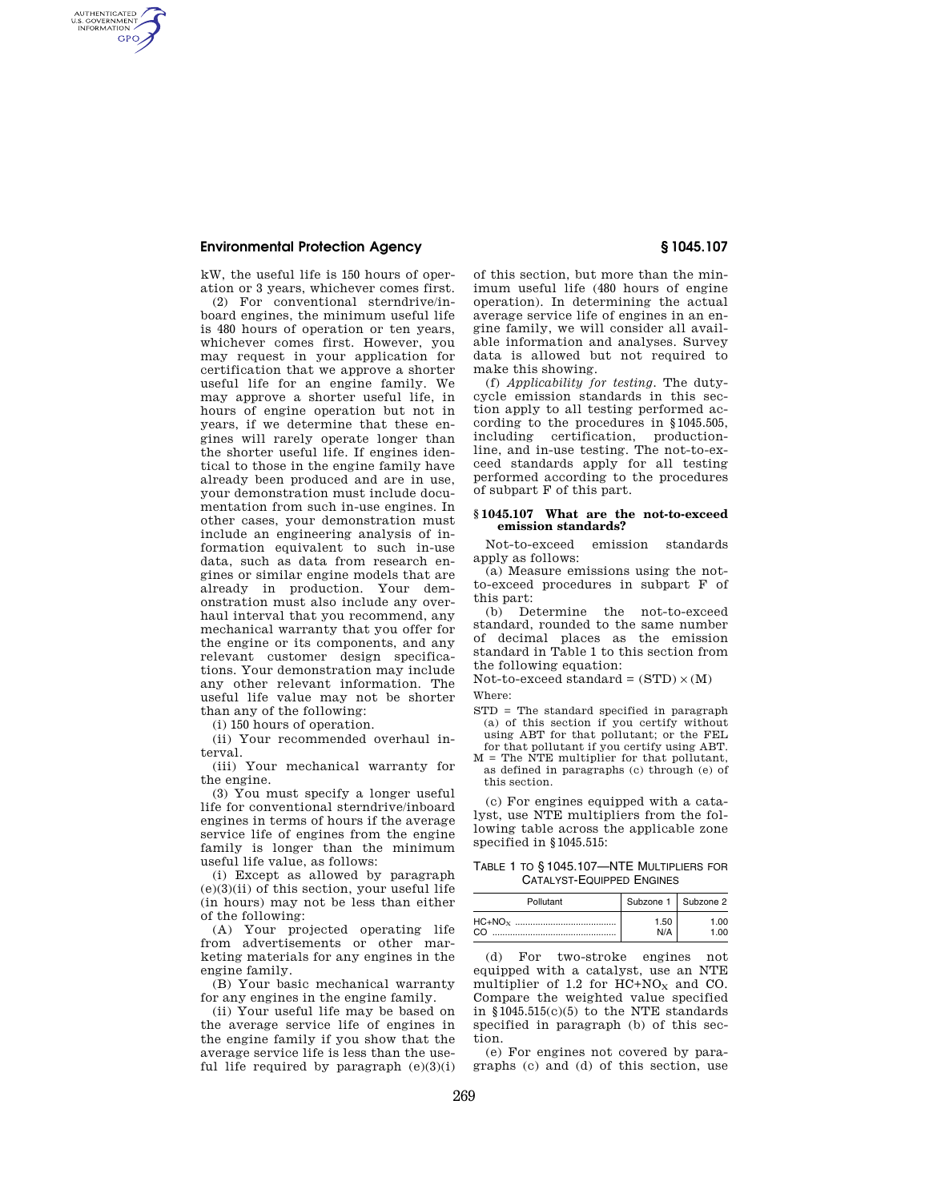kW, the useful life is 150 hours of operation or 3 years, whichever comes first.

(2) For conventional sterndrive/inboard engines, the minimum useful life is 480 hours of operation or ten years, whichever comes first. However, you may request in your application for certification that we approve a shorter useful life for an engine family. We may approve a shorter useful life, in hours of engine operation but not in years, if we determine that these engines will rarely operate longer than the shorter useful life. If engines identical to those in the engine family have already been produced and are in use, your demonstration must include documentation from such in-use engines. In other cases, your demonstration must include an engineering analysis of information equivalent to such in-use data, such as data from research engines or similar engine models that are already in production. Your demonstration must also include any overhaul interval that you recommend, any mechanical warranty that you offer for the engine or its components, and any relevant customer design specifications. Your demonstration may include any other relevant information. The useful life value may not be shorter than any of the following:

(i) 150 hours of operation.

(ii) Your recommended overhaul interval.

(iii) Your mechanical warranty for the engine.

(3) You must specify a longer useful life for conventional sterndrive/inboard engines in terms of hours if the average service life of engines from the engine family is longer than the minimum useful life value, as follows:

(i) Except as allowed by paragraph (e)(3)(ii) of this section, your useful life (in hours) may not be less than either of the following:

(A) Your projected operating life from advertisements or other marketing materials for any engines in the engine family.

(B) Your basic mechanical warranty for any engines in the engine family.

(ii) Your useful life may be based on the average service life of engines in the engine family if you show that the average service life is less than the useful life required by paragraph (e)(3)(i) of this section, but more than the minimum useful life (480 hours of engine operation). In determining the actual average service life of engines in an engine family, we will consider all available information and analyses. Survey data is allowed but not required to make this showing.

(f) *Applicability for testing.* The duty-cycle emission standards in this section apply to all testing performed according to the procedures in §1045.505, including certification, production-line, and in-use testing. The not-to-exceed standards apply for all testing performed according to the procedures of subpart F of this part.

### §1045.107 What are the not-to-exceed emission standards?

Not-to-exceed emission standards apply as follows:

(a) Measure emissions using the not-to-exceed procedures in subpart F of this part:

(b) Determine the not-to-exceed standard, rounded to the same number of decimal places as the emission standard in Table 1 to this section from the following equation:

Not-to-exceed standard = (STD) × (M)

Where:

STD = The standard specified in paragraph (a) of this section if you certify without using ABT for that pollutant; or the FEL for that pollutant if you certify using ABT.

M = The NTE multiplier for that pollutant, as defined in paragraphs (c) through (e) of this section.

(c) For engines equipped with a catalyst, use NTE multipliers from the following table across the applicable zone specified in §1045.515:

TABLE 1 TO §1045.107—NTE MULTIPLIERS FOR CATALYST-EQUIPPED ENGINES

| Pollutant | Subzone 1 | Subzone 2 |
|---|---|---|
| $HC+NO_X$ | 1.50 | 1.00 |
| CO | N/A | 1.00 |

(d) For two-stroke engines not equipped with a catalyst, use an NTE multiplier of 1.2 for $HC+NO_X$ and CO. Compare the weighted value specified in §1045.515(c)(5) to the NTE standards specified in paragraph (b) of this section.

(e) For engines not covered by paragraphs (c) and (d) of this section, use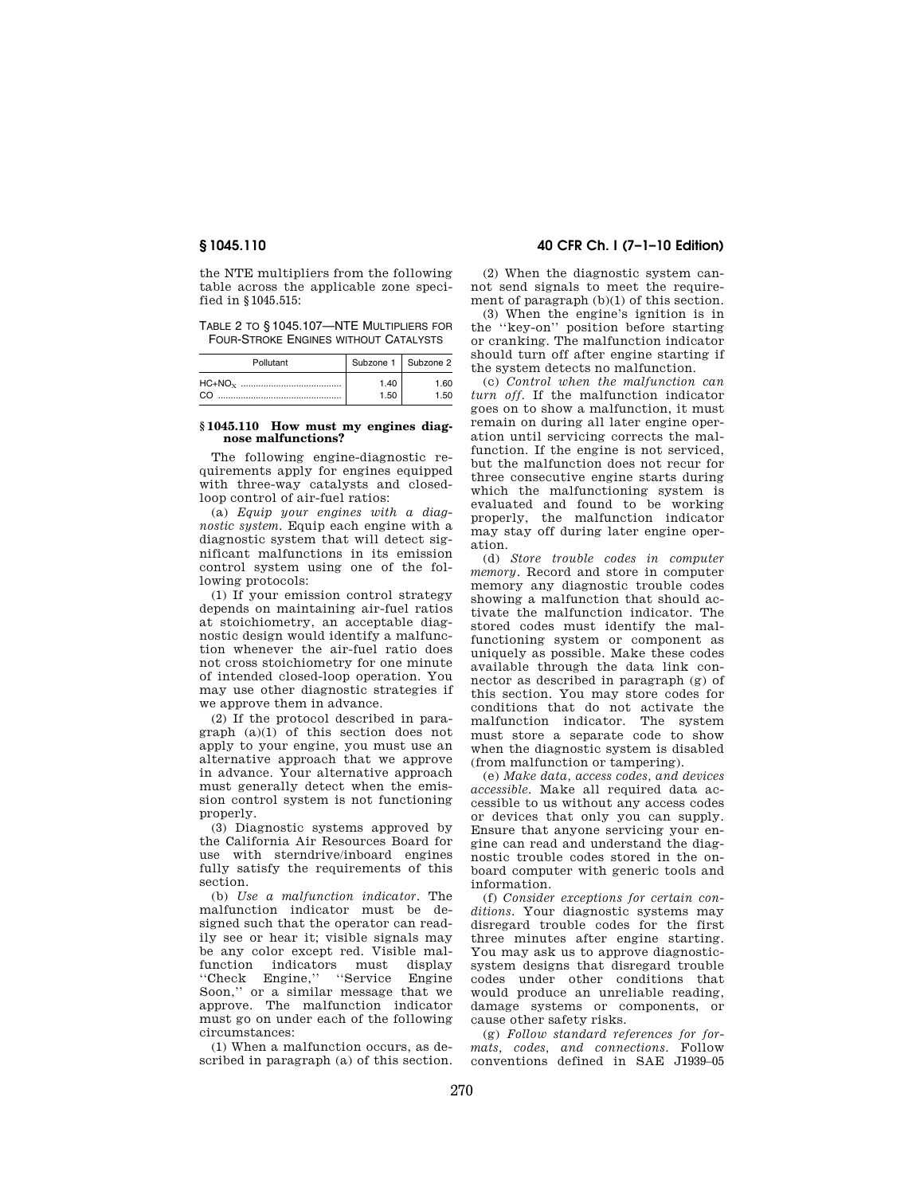the NTE multipliers from the following table across the applicable zone specified in §1045.515:

TABLE 2 TO §1045.107—NTE MULTIPLIERS FOR FOUR-STROKE ENGINES WITHOUT CATALYSTS

| Pollutant | Subzone 1 | Subzone 2 |
|---|---|---|
| $HC+NO_X$ | 1.40 | 1.60 |
| CO | 1.50 | 1.50 |

### §1045.110 How must my engines diagnose malfunctions?

The following engine-diagnostic requirements apply for engines equipped with three-way catalysts and closed-loop control of air-fuel ratios:

(a) *Equip your engines with a diagnostic system.* Equip each engine with a diagnostic system that will detect significant malfunctions in its emission control system using one of the following protocols:

(1) If your emission control strategy depends on maintaining air-fuel ratios at stoichiometry, an acceptable diagnostic design would identify a malfunction whenever the air-fuel ratio does not cross stoichiometry for one minute of intended closed-loop operation. You may use other diagnostic strategies if we approve them in advance.

(2) If the protocol described in paragraph (a)(1) of this section does not apply to your engine, you must use an alternative approach that we approve in advance. Your alternative approach must generally detect when the emission control system is not functioning properly.

(3) Diagnostic systems approved by the California Air Resources Board for use with sterndrive/inboard engines fully satisfy the requirements of this section.

(b) *Use a malfunction indicator.* The malfunction indicator must be designed such that the operator can readily see or hear it; visible signals may be any color except red. Visible malfunction indicators must display ''Check Engine,'' ''Service Engine Soon,'' or a similar message that we approve. The malfunction indicator must go on under each of the following circumstances:

(1) When a malfunction occurs, as described in paragraph (a) of this section.

(2) When the diagnostic system cannot send signals to meet the requirement of paragraph (b)(1) of this section.

(3) When the engine's ignition is in the ''key-on'' position before starting or cranking. The malfunction indicator should turn off after engine starting if the system detects no malfunction.

(c) *Control when the malfunction can turn off.* If the malfunction indicator goes on to show a malfunction, it must remain on during all later engine operation until servicing corrects the malfunction. If the engine is not serviced, but the malfunction does not recur for three consecutive engine starts during which the malfunctioning system is evaluated and found to be working properly, the malfunction indicator may stay off during later engine operation.

(d) *Store trouble codes in computer memory.* Record and store in computer memory any diagnostic trouble codes showing a malfunction that should activate the malfunction indicator. The stored codes must identify the malfunctioning system or component as uniquely as possible. Make these codes available through the data link connector as described in paragraph (g) of this section. You may store codes for conditions that do not activate the malfunction indicator. The system must store a separate code to show when the diagnostic system is disabled (from malfunction or tampering).

(e) *Make data, access codes, and devices accessible.* Make all required data accessible to us without any access codes or devices that only you can supply. Ensure that anyone servicing your engine can read and understand the diagnostic trouble codes stored in the onboard computer with generic tools and information.

(f) *Consider exceptions for certain conditions.* Your diagnostic systems may disregard trouble codes for the first three minutes after engine starting. You may ask us to approve diagnostic-system designs that disregard trouble codes under other conditions that would produce an unreliable reading, damage systems or components, or cause other safety risks.

(g) *Follow standard references for formats, codes, and connections.* Follow conventions defined in SAE J1939–05